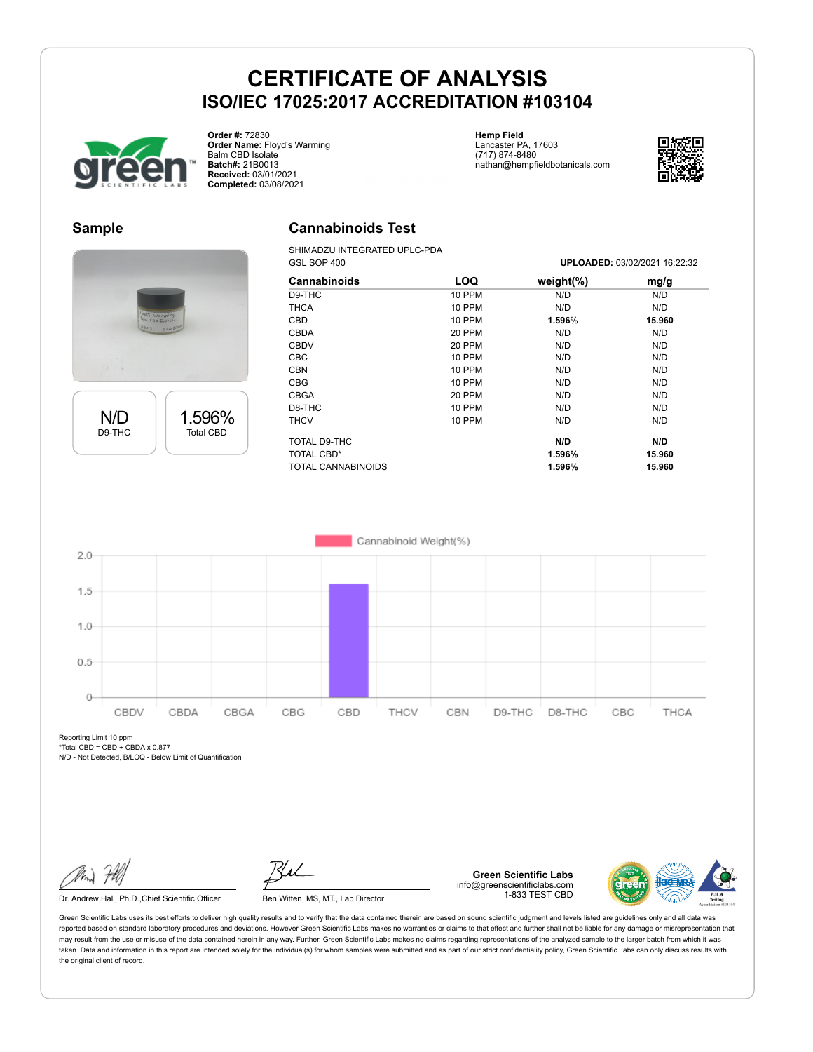# CERTIFICATE OF ANALYSIS

## ISO/IEC 17025:2017 ACCREDITATION #103104

**Order #:** 72830
**Order Name:** Floyd's Warming Balm CBD Isolate
**Batch#:** 21B0013
**Received:** 03/01/2021
**Completed:** 03/08/2021

**Hemp Field**
Lancaster PA, 17603
(717) 874-8480
nathan@hempfieldbotanicals.com

## Sample

N/D
D9-THC

1.596%
Total CBD

## Cannabinoids Test

SHIMADZU INTEGRATED UPLC-PDA
GSL SOP 400

**UPLOADED:** 03/02/2021 16:22:32

| Cannabinoids | LOQ | weight(%) | mg/g |
|---|---|---|---|
| D9-THC | 10 PPM | N/D | N/D |
| THCA | 10 PPM | N/D | N/D |
| CBD | 10 PPM | **1.596%** | **15.960** |
| CBDA | 20 PPM | N/D | N/D |
| CBDV | 20 PPM | N/D | N/D |
| CBC | 10 PPM | N/D | N/D |
| CBN | 10 PPM | N/D | N/D |
| CBG | 10 PPM | N/D | N/D |
| CBGA | 20 PPM | N/D | N/D |
| D8-THC | 10 PPM | N/D | N/D |
| THCV | 10 PPM | N/D | N/D |
| TOTAL D9-THC | | **N/D** | **N/D** |
| TOTAL CBD* | | **1.596%** | **15.960** |
| TOTAL CANNABINOIDS | | **1.596%** | **15.960** |

Cannabinoid Weight(%)

Reporting Limit 10 ppm
*Total CBD = CBD + CBDA x 0.877
N/D - Not Detected, B/LOQ - Below Limit of Quantification

Dr. Andrew Hall, Ph.D.,Chief Scientific Officer

Ben Witten, MS, MT., Lab Director

**Green Scientific Labs**
info@greenscientificlabs.com
1-833 TEST CBD

Green Scientific Labs uses its best efforts to deliver high quality results and to verify that the data contained therein are based on sound scientific judgment and levels listed are guidelines only and all data was reported based on standard laboratory procedures and deviations. However Green Scientific Labs makes no warranties or claims to that effect and further shall not be liable for any damage or misrepresentation that may result from the use or misuse of the data contained herein in any way. Further, Green Scientific Labs makes no claims regarding representations of the analyzed sample to the larger batch from which it was taken. Data and information in this report are intended solely for the individual(s) for whom samples were submitted and as part of our strict confidentiality policy, Green Scientific Labs can only discuss results with the original client of record.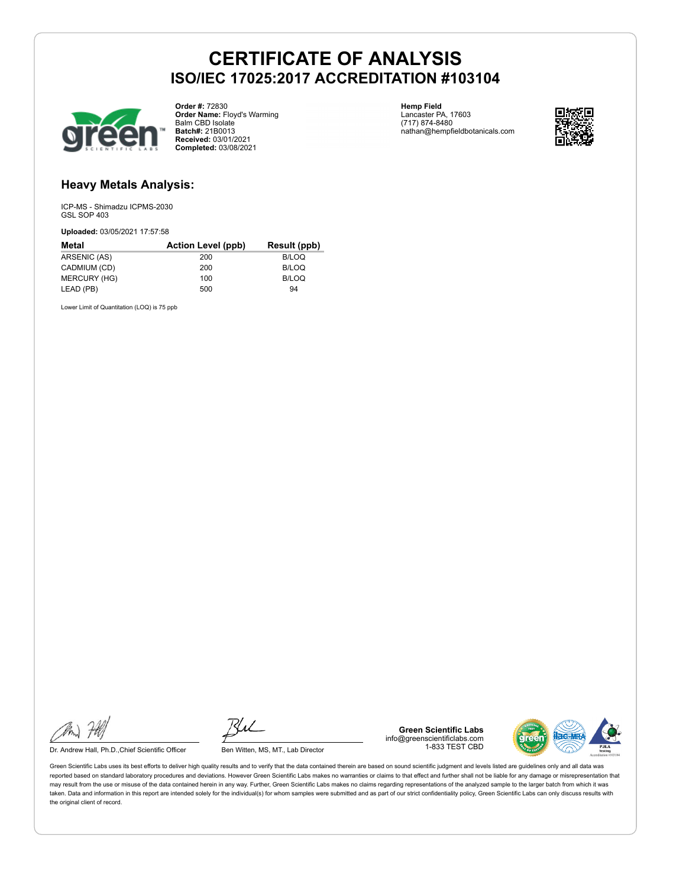# CERTIFICATE OF ANALYSIS
## ISO/IEC 17025:2017 ACCREDITATION #103104

**Order #:** 72830
**Order Name:** Floyd's Warming Balm CBD Isolate
**Batch#:** 21B0013
**Received:** 03/01/2021
**Completed:** 03/08/2021

**Hemp Field**
Lancaster PA, 17603
(717) 874-8480
nathan@hempfieldbotanicals.com

### Heavy Metals Analysis:

ICP-MS - Shimadzu ICPMS-2030
GSL SOP 403

**Uploaded:** 03/05/2021 17:57:58

| Metal | Action Level (ppb) | Result (ppb) |
|---|---|---|
| ARSENIC (AS) | 200 | B/LOQ |
| CADMIUM (CD) | 200 | B/LOQ |
| MERCURY (HG) | 100 | B/LOQ |
| LEAD (PB) | 500 | 94 |

Lower Limit of Quantitation (LOQ) is 75 ppb

Dr. Andrew Hall, Ph.D.,Chief Scientific Officer

Ben Witten, MS, MT., Lab Director

**Green Scientific Labs**
info@greenscientificlabs.com
1-833 TEST CBD

Green Scientific Labs uses its best efforts to deliver high quality results and to verify that the data contained therein are based on sound scientific judgment and levels listed are guidelines only and all data was reported based on standard laboratory procedures and deviations. However Green Scientific Labs makes no warranties or claims to that effect and further shall not be liable for any damage or misrepresentation that may result from the use or misuse of the data contained herein in any way. Further, Green Scientific Labs makes no claims regarding representations of the analyzed sample to the larger batch from which it was taken. Data and information in this report are intended solely for the individual(s) for whom samples were submitted and as part of our strict confidentiality policy, Green Scientific Labs can only discuss results with the original client of record.